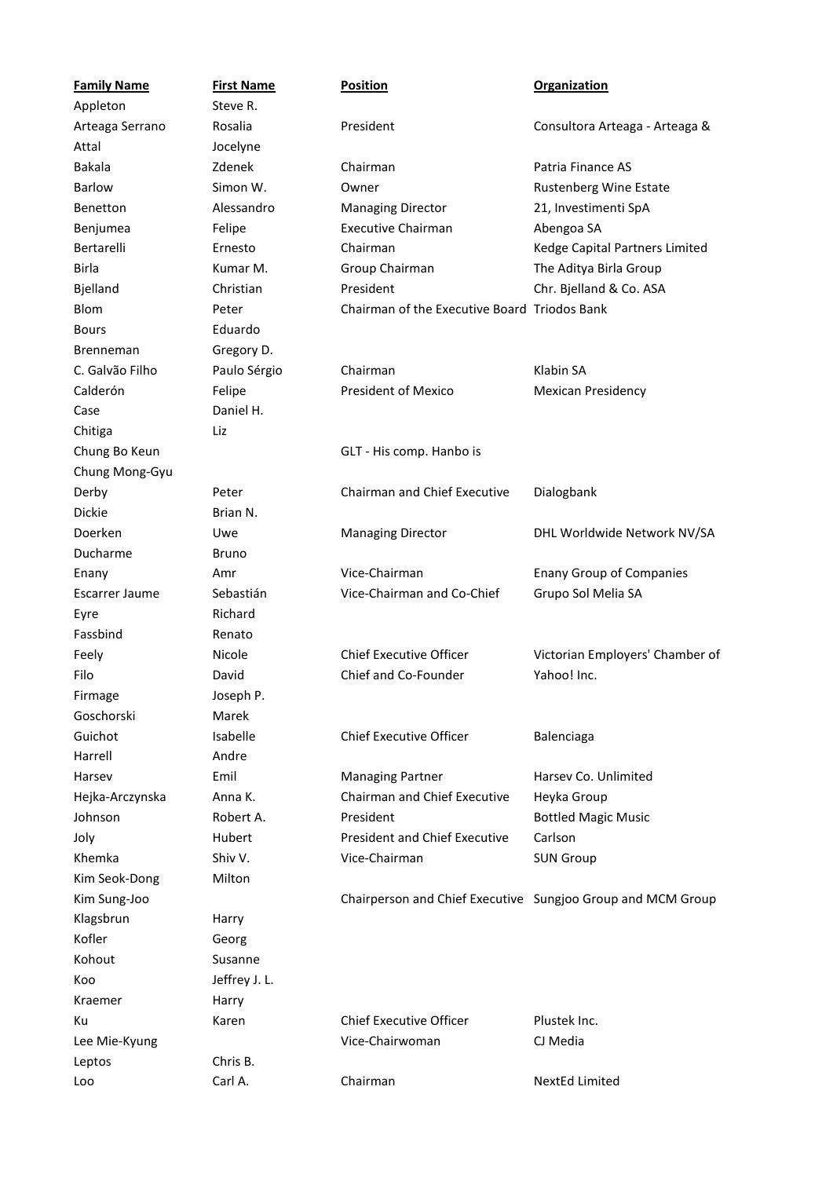| Family Name | First Name | Position | Organization |
| --- | --- | --- | --- |
| Appleton | Steve R. | | |
| Arteaga Serrano | Rosalia | President | Consultora Arteaga - Arteaga & |
| Attal | Jocelyne | | |
| Bakala | Zdenek | Chairman | Patria Finance AS |
| Barlow | Simon W. | Owner | Rustenberg Wine Estate |
| Benetton | Alessandro | Managing Director | 21, Investimenti SpA |
| Benjumea | Felipe | Executive Chairman | Abengoa SA |
| Bertarelli | Ernesto | Chairman | Kedge Capital Partners Limited |
| Birla | Kumar M. | Group Chairman | The Aditya Birla Group |
| Bjelland | Christian | President | Chr. Bjelland & Co. ASA |
| Blom | Peter | Chairman of the Executive Board | Triodos Bank |
| Bours | Eduardo | | |
| Brenneman | Gregory D. | | |
| C. Galvão Filho | Paulo Sérgio | Chairman | Klabin SA |
| Calderón | Felipe | President of Mexico | Mexican Presidency |
| Case | Daniel H. | | |
| Chitiga | Liz | | |
| Chung Bo Keun | | GLT - His comp. Hanbo is | |
| Chung Mong-Gyu | | | |
| Derby | Peter | Chairman and Chief Executive | Dialogbank |
| Dickie | Brian N. | | |
| Doerken | Uwe | Managing Director | DHL Worldwide Network NV/SA |
| Ducharme | Bruno | | |
| Enany | Amr | Vice-Chairman | Enany Group of Companies |
| Escarrer Jaume | Sebastián | Vice-Chairman and Co-Chief | Grupo Sol Melia SA |
| Eyre | Richard | | |
| Fassbind | Renato | | |
| Feely | Nicole | Chief Executive Officer | Victorian Employers' Chamber of |
| Filo | David | Chief and Co-Founder | Yahoo! Inc. |
| Firmage | Joseph P. | | |
| Goschorski | Marek | | |
| Guichot | Isabelle | Chief Executive Officer | Balenciaga |
| Harrell | Andre | | |
| Harsev | Emil | Managing Partner | Harsev Co. Unlimited |
| Hejka-Arczynska | Anna K. | Chairman and Chief Executive | Heyka Group |
| Johnson | Robert A. | President | Bottled Magic Music |
| Joly | Hubert | President and Chief Executive | Carlson |
| Khemka | Shiv V. | Vice-Chairman | SUN Group |
| Kim Seok-Dong | Milton | | |
| Kim Sung-Joo | | Chairperson and Chief Executive | Sungjoo Group and MCM Group |
| Klagsbrun | Harry | | |
| Kofler | Georg | | |
| Kohout | Susanne | | |
| Koo | Jeffrey J. L. | | |
| Kraemer | Harry | | |
| Ku | Karen | Chief Executive Officer | Plustek Inc. |
| Lee Mie-Kyung | | Vice-Chairwoman | CJ Media |
| Leptos | Chris B. | | |
| Loo | Carl A. | Chairman | NextEd Limited |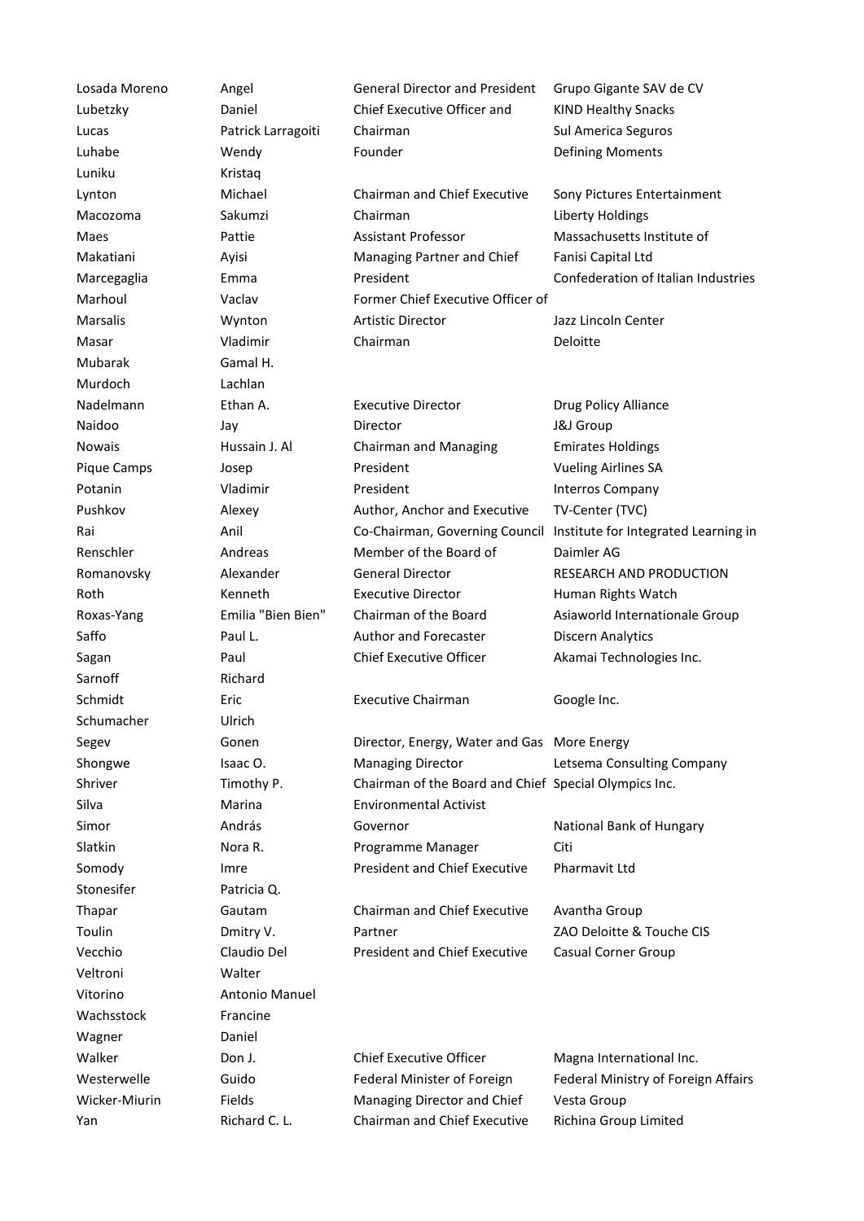| | | | |
|---|---|---|---|
| Losada Moreno | Angel | General Director and President | Grupo Gigante SAV de CV |
| Lubetzky | Daniel | Chief Executive Officer and | KIND Healthy Snacks |
| Lucas | Patrick Larragoiti | Chairman | Sul America Seguros |
| Luhabe | Wendy | Founder | Defining Moments |
| Luniku | Kristaq | | |
| Lynton | Michael | Chairman and Chief Executive | Sony Pictures Entertainment |
| Macozoma | Sakumzi | Chairman | Liberty Holdings |
| Maes | Pattie | Assistant Professor | Massachusetts Institute of |
| Makatiani | Ayisi | Managing Partner and Chief | Fanisi Capital Ltd |
| Marcegaglia | Emma | President | Confederation of Italian Industries |
| Marhoul | Vaclav | Former Chief Executive Officer of | |
| Marsalis | Wynton | Artistic Director | Jazz Lincoln Center |
| Masar | Vladimir | Chairman | Deloitte |
| Mubarak | Gamal H. | | |
| Murdoch | Lachlan | | |
| Nadelmann | Ethan A. | Executive Director | Drug Policy Alliance |
| Naidoo | Jay | Director | J&J Group |
| Nowais | Hussain J. Al | Chairman and Managing | Emirates Holdings |
| Pique Camps | Josep | President | Vueling Airlines SA |
| Potanin | Vladimir | President | Interros Company |
| Pushkov | Alexey | Author, Anchor and Executive | TV-Center (TVC) |
| Rai | Anil | Co-Chairman, Governing Council | Institute for Integrated Learning in |
| Renschler | Andreas | Member of the Board of | Daimler AG |
| Romanovsky | Alexander | General Director | RESEARCH AND PRODUCTION |
| Roth | Kenneth | Executive Director | Human Rights Watch |
| Roxas-Yang | Emilia "Bien Bien" | Chairman of the Board | Asiaworld Internationale Group |
| Saffo | Paul L. | Author and Forecaster | Discern Analytics |
| Sagan | Paul | Chief Executive Officer | Akamai Technologies Inc. |
| Sarnoff | Richard | | |
| Schmidt | Eric | Executive Chairman | Google Inc. |
| Schumacher | Ulrich | | |
| Segev | Gonen | Director, Energy, Water and Gas | More Energy |
| Shongwe | Isaac O. | Managing Director | Letsema Consulting Company |
| Shriver | Timothy P. | Chairman of the Board and Chief | Special Olympics Inc. |
| Silva | Marina | Environmental Activist | |
| Simor | András | Governor | National Bank of Hungary |
| Slatkin | Nora R. | Programme Manager | Citi |
| Somody | Imre | President and Chief Executive | Pharmavit Ltd |
| Stonesifer | Patricia Q. | | |
| Thapar | Gautam | Chairman and Chief Executive | Avantha Group |
| Toulin | Dmitry V. | Partner | ZAO Deloitte & Touche CIS |
| Vecchio | Claudio Del | President and Chief Executive | Casual Corner Group |
| Veltroni | Walter | | |
| Vitorino | Antonio Manuel | | |
| Wachsstock | Francine | | |
| Wagner | Daniel | | |
| Walker | Don J. | Chief Executive Officer | Magna International Inc. |
| Westerwelle | Guido | Federal Minister of Foreign | Federal Ministry of Foreign Affairs |
| Wicker-Miurin | Fields | Managing Director and Chief | Vesta Group |
| Yan | Richard C. L. | Chairman and Chief Executive | Richina Group Limited |